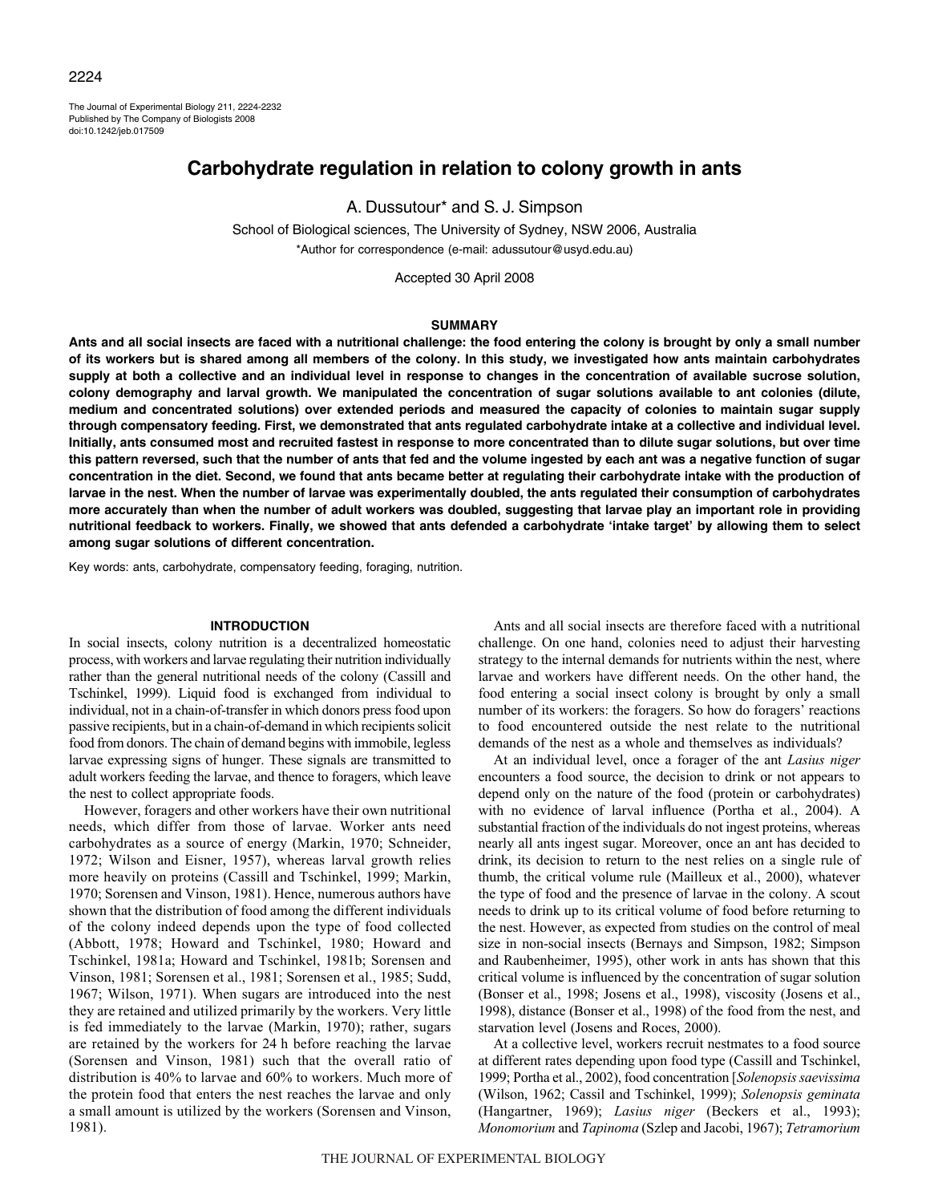# Carbohydrate regulation in relation to colony growth in ants

A. Dussutour* and S. J. Simpson

School of Biological sciences, The University of Sydney, NSW 2006, Australia

*Author for correspondence (e-mail: adussutour@usyd.edu.au)

Accepted 30 April 2008

## SUMMARY

**Ants and all social insects are faced with a nutritional challenge: the food entering the colony is brought by only a small number of its workers but is shared among all members of the colony. In this study, we investigated how ants maintain carbohydrates supply at both a collective and an individual level in response to changes in the concentration of available sucrose solution, colony demography and larval growth. We manipulated the concentration of sugar solutions available to ant colonies (dilute, medium and concentrated solutions) over extended periods and measured the capacity of colonies to maintain sugar supply through compensatory feeding. First, we demonstrated that ants regulated carbohydrate intake at a collective and individual level. Initially, ants consumed most and recruited fastest in response to more concentrated than to dilute sugar solutions, but over time this pattern reversed, such that the number of ants that fed and the volume ingested by each ant was a negative function of sugar concentration in the diet. Second, we found that ants became better at regulating their carbohydrate intake with the production of larvae in the nest. When the number of larvae was experimentally doubled, the ants regulated their consumption of carbohydrates more accurately than when the number of adult workers was doubled, suggesting that larvae play an important role in providing nutritional feedback to workers. Finally, we showed that ants defended a carbohydrate 'intake target' by allowing them to select among sugar solutions of different concentration.**

Key words: ants, carbohydrate, compensatory feeding, foraging, nutrition.

## INTRODUCTION

In social insects, colony nutrition is a decentralized homeostatic process, with workers and larvae regulating their nutrition individually rather than the general nutritional needs of the colony (Cassill and Tschinkel, 1999). Liquid food is exchanged from individual to individual, not in a chain-of-transfer in which donors press food upon passive recipients, but in a chain-of-demand in which recipients solicit food from donors. The chain of demand begins with immobile, legless larvae expressing signs of hunger. These signals are transmitted to adult workers feeding the larvae, and thence to foragers, which leave the nest to collect appropriate foods.

However, foragers and other workers have their own nutritional needs, which differ from those of larvae. Worker ants need carbohydrates as a source of energy (Markin, 1970; Schneider, 1972; Wilson and Eisner, 1957), whereas larval growth relies more heavily on proteins (Cassill and Tschinkel, 1999; Markin, 1970; Sorensen and Vinson, 1981). Hence, numerous authors have shown that the distribution of food among the different individuals of the colony indeed depends upon the type of food collected (Abbott, 1978; Howard and Tschinkel, 1980; Howard and Tschinkel, 1981a; Howard and Tschinkel, 1981b; Sorensen and Vinson, 1981; Sorensen et al., 1981; Sorensen et al., 1985; Sudd, 1967; Wilson, 1971). When sugars are introduced into the nest they are retained and utilized primarily by the workers. Very little is fed immediately to the larvae (Markin, 1970); rather, sugars are retained by the workers for 24 h before reaching the larvae (Sorensen and Vinson, 1981) such that the overall ratio of distribution is 40% to larvae and 60% to workers. Much more of the protein food that enters the nest reaches the larvae and only a small amount is utilized by the workers (Sorensen and Vinson, 1981).

Ants and all social insects are therefore faced with a nutritional challenge. On one hand, colonies need to adjust their harvesting strategy to the internal demands for nutrients within the nest, where larvae and workers have different needs. On the other hand, the food entering a social insect colony is brought by only a small number of its workers: the foragers. So how do foragers' reactions to food encountered outside the nest relate to the nutritional demands of the nest as a whole and themselves as individuals?

At an individual level, once a forager of the ant *Lasius niger* encounters a food source, the decision to drink or not appears to depend only on the nature of the food (protein or carbohydrates) with no evidence of larval influence (Portha et al., 2004). A substantial fraction of the individuals do not ingest proteins, whereas nearly all ants ingest sugar. Moreover, once an ant has decided to drink, its decision to return to the nest relies on a single rule of thumb, the critical volume rule (Mailleux et al., 2000), whatever the type of food and the presence of larvae in the colony. A scout needs to drink up to its critical volume of food before returning to the nest. However, as expected from studies on the control of meal size in non-social insects (Bernays and Simpson, 1982; Simpson and Raubenheimer, 1995), other work in ants has shown that this critical volume is influenced by the concentration of sugar solution (Bonser et al., 1998; Josens et al., 1998), viscosity (Josens et al., 1998), distance (Bonser et al., 1998) of the food from the nest, and starvation level (Josens and Roces, 2000).

At a collective level, workers recruit nestmates to a food source at different rates depending upon food type (Cassill and Tschinkel, 1999; Portha et al., 2002), food concentration [*Solenopsis saevissima* (Wilson, 1962; Cassil and Tschinkel, 1999); *Solenopsis geminata* (Hangartner, 1969); *Lasius niger* (Beckers et al., 1993); *Monomorium* and *Tapinoma* (Szlep and Jacobi, 1967); *Tetramorium*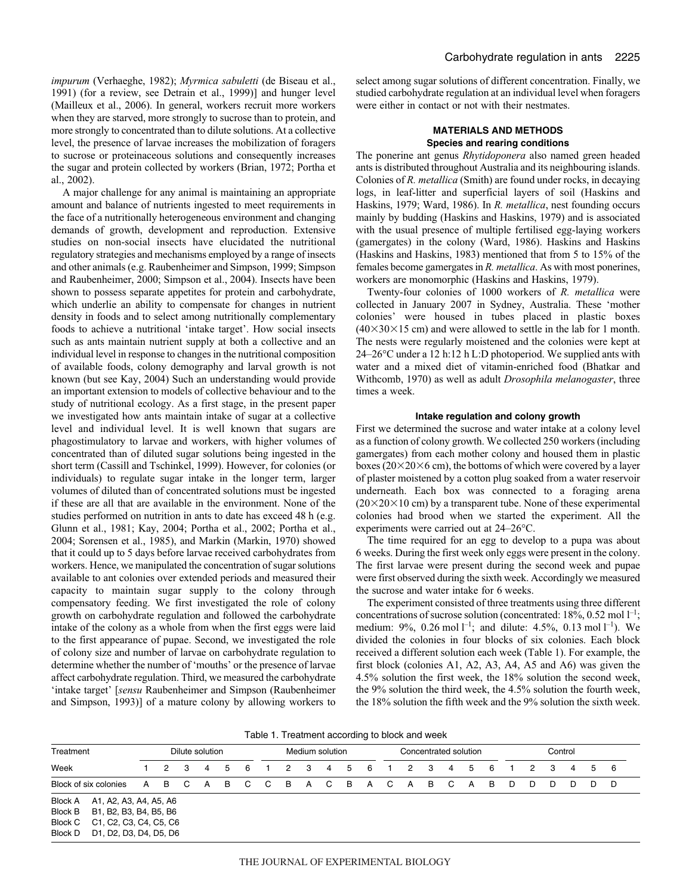*impurum* (Verhaeghe, 1982); *Myrmica sabuletti* (de Biseau et al., 1991) (for a review, see Detrain et al., 1999)] and hunger level (Mailleux et al., 2006). In general, workers recruit more workers when they are starved, more strongly to sucrose than to protein, and more strongly to concentrated than to dilute solutions. At a collective level, the presence of larvae increases the mobilization of foragers to sucrose or proteinaceous solutions and consequently increases the sugar and protein collected by workers (Brian, 1972; Portha et al., 2002).

A major challenge for any animal is maintaining an appropriate amount and balance of nutrients ingested to meet requirements in the face of a nutritionally heterogeneous environment and changing demands of growth, development and reproduction. Extensive studies on non-social insects have elucidated the nutritional regulatory strategies and mechanisms employed by a range of insects and other animals (e.g. Raubenheimer and Simpson, 1999; Simpson and Raubenheimer, 2000; Simpson et al., 2004). Insects have been shown to possess separate appetites for protein and carbohydrate, which underlie an ability to compensate for changes in nutrient density in foods and to select among nutritionally complementary foods to achieve a nutritional 'intake target'. How social insects such as ants maintain nutrient supply at both a collective and an individual level in response to changes in the nutritional composition of available foods, colony demography and larval growth is not known (but see Kay, 2004) Such an understanding would provide an important extension to models of collective behaviour and to the study of nutritional ecology. As a first stage, in the present paper we investigated how ants maintain intake of sugar at a collective level and individual level. It is well known that sugars are phagostimulatory to larvae and workers, with higher volumes of concentrated than of diluted sugar solutions being ingested in the short term (Cassill and Tschinkel, 1999). However, for colonies (or individuals) to regulate sugar intake in the longer term, larger volumes of diluted than of concentrated solutions must be ingested if these are all that are available in the environment. None of the studies performed on nutrition in ants to date has exceed 48 h (e.g. Glunn et al., 1981; Kay, 2004; Portha et al., 2002; Portha et al., 2004; Sorensen et al., 1985), and Markin (Markin, 1970) showed that it could up to 5 days before larvae received carbohydrates from workers. Hence, we manipulated the concentration of sugar solutions available to ant colonies over extended periods and measured their capacity to maintain sugar supply to the colony through compensatory feeding. We first investigated the role of colony growth on carbohydrate regulation and followed the carbohydrate intake of the colony as a whole from when the first eggs were laid to the first appearance of pupae. Second, we investigated the role of colony size and number of larvae on carbohydrate regulation to determine whether the number of 'mouths' or the presence of larvae affect carbohydrate regulation. Third, we measured the carbohydrate 'intake target' [*sensu* Raubenheimer and Simpson (Raubenheimer and Simpson, 1993)] of a mature colony by allowing workers to select among sugar solutions of different concentration. Finally, we studied carbohydrate regulation at an individual level when foragers were either in contact or not with their nestmates.

## MATERIALS AND METHODS

### Species and rearing conditions

The ponerine ant genus *Rhytidoponera* also named green headed ants is distributed throughout Australia and its neighbouring islands. Colonies of *R. metallica* (Smith) are found under rocks, in decaying logs, in leaf-litter and superficial layers of soil (Haskins and Haskins, 1979; Ward, 1986). In *R. metallica*, nest founding occurs mainly by budding (Haskins and Haskins, 1979) and is associated with the usual presence of multiple fertilised egg-laying workers (gamergates) in the colony (Ward, 1986). Haskins and Haskins (Haskins and Haskins, 1983) mentioned that from 5 to 15% of the females become gamergates in *R. metallica*. As with most ponerines, workers are monomorphic (Haskins and Haskins, 1979).

Twenty-four colonies of 1000 workers of *R. metallica* were collected in January 2007 in Sydney, Australia. These 'mother colonies' were housed in tubes placed in plastic boxes ($40\times30\times15$ cm) and were allowed to settle in the lab for 1 month. The nests were regularly moistened and the colonies were kept at 24–26°C under a 12 h:12 h L:D photoperiod. We supplied ants with water and a mixed diet of vitamin-enriched food (Bhatkar and Withcomb, 1970) as well as adult *Drosophila melanogaster*, three times a week.

### Intake regulation and colony growth

First we determined the sucrose and water intake at a colony level as a function of colony growth. We collected 250 workers (including gamergates) from each mother colony and housed them in plastic boxes ($20\times20\times6$ cm), the bottoms of which were covered by a layer of plaster moistened by a cotton plug soaked from a water reservoir underneath. Each box was connected to a foraging arena ($20\times20\times10$ cm) by a transparent tube. None of these experimental colonies had brood when we started the experiment. All the experiments were carried out at 24–26°C.

The time required for an egg to develop to a pupa was about 6 weeks. During the first week only eggs were present in the colony. The first larvae were present during the second week and pupae were first observed during the sixth week. Accordingly we measured the sucrose and water intake for 6 weeks.

The experiment consisted of three treatments using three different concentrations of sucrose solution (concentrated: 18%, 0.52 mol $l^{-1}$; medium: 9%, 0.26 mol $l^{-1}$; and dilute: 4.5%, 0.13 mol $l^{-1}$). We divided the colonies in four blocks of six colonies. Each block received a different solution each week (Table 1). For example, the first block (colonies A1, A2, A3, A4, A5 and A6) was given the 4.5% solution the first week, the 18% solution the second week, the 9% solution the third week, the 4.5% solution the fourth week, the 18% solution the fifth week and the 9% solution the sixth week.

Table 1. Treatment according to block and week

| Treatment | Dilute solution | | | | | | Medium solution | | | | | | Concentrated solution | | | | | | Control | | | | | |
|---|---|---|---|---|---|---|---|---|---|---|---|---|---|---|---|---|---|---|---|---|---|---|---|---|
| Week | 1 | 2 | 3 | 4 | 5 | 6 | 1 | 2 | 3 | 4 | 5 | 6 | 1 | 2 | 3 | 4 | 5 | 6 | 1 | 2 | 3 | 4 | 5 | 6 |
| Block of six colonies | A | B | C | A | B | C | C | B | A | C | B | A | C | A | B | C | A | B | D | D | D | D | D | D |

Block A A1, A2, A3, A4, A5, A6
Block B B1, B2, B3, B4, B5, B6
Block C C1, C2, C3, C4, C5, C6
Block D D1, D2, D3, D4, D5, D6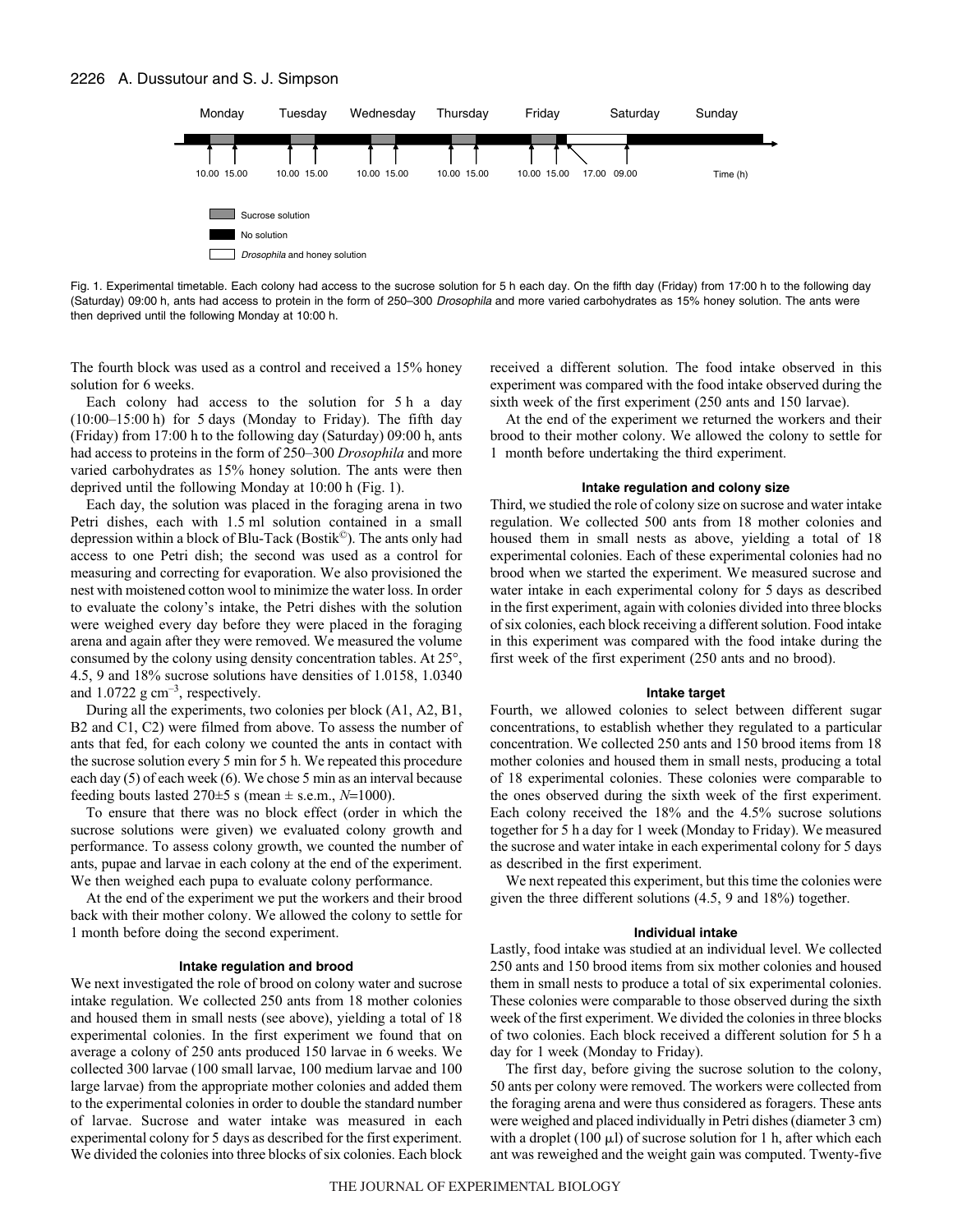Fig. 1. Experimental timetable. Each colony had access to the sucrose solution for 5 h each day. On the fifth day (Friday) from 17:00 h to the following day (Saturday) 09:00 h, ants had access to protein in the form of 250–300 *Drosophila* and more varied carbohydrates as 15% honey solution. The ants were then deprived until the following Monday at 10:00 h.

The fourth block was used as a control and received a 15% honey solution for 6 weeks.

Each colony had access to the solution for 5 h a day (10:00–15:00 h) for 5 days (Monday to Friday). The fifth day (Friday) from 17:00 h to the following day (Saturday) 09:00 h, ants had access to proteins in the form of 250–300 *Drosophila* and more varied carbohydrates as 15% honey solution. The ants were then deprived until the following Monday at 10:00 h (Fig. 1).

Each day, the solution was placed in the foraging arena in two Petri dishes, each with 1.5 ml solution contained in a small depression within a block of Blu-Tack (Bostik©). The ants only had access to one Petri dish; the second was used as a control for measuring and correcting for evaporation. We also provisioned the nest with moistened cotton wool to minimize the water loss. In order to evaluate the colony's intake, the Petri dishes with the solution were weighed every day before they were placed in the foraging arena and again after they were removed. We measured the volume consumed by the colony using density concentration tables. At 25°, 4.5, 9 and 18% sucrose solutions have densities of 1.0158, 1.0340 and 1.0722 g cm$^{-3}$, respectively.

During all the experiments, two colonies per block (A1, A2, B1, B2 and C1, C2) were filmed from above. To assess the number of ants that fed, for each colony we counted the ants in contact with the sucrose solution every 5 min for 5 h. We repeated this procedure each day (5) of each week (6). We chose 5 min as an interval because feeding bouts lasted 270±5 s (mean ± s.e.m., $N$=1000).

To ensure that there was no block effect (order in which the sucrose solutions were given) we evaluated colony growth and performance. To assess colony growth, we counted the number of ants, pupae and larvae in each colony at the end of the experiment. We then weighed each pupa to evaluate colony performance.

At the end of the experiment we put the workers and their brood back with their mother colony. We allowed the colony to settle for 1 month before doing the second experiment.

### Intake regulation and brood

We next investigated the role of brood on colony water and sucrose intake regulation. We collected 250 ants from 18 mother colonies and housed them in small nests (see above), yielding a total of 18 experimental colonies. In the first experiment we found that on average a colony of 250 ants produced 150 larvae in 6 weeks. We collected 300 larvae (100 small larvae, 100 medium larvae and 100 large larvae) from the appropriate mother colonies and added them to the experimental colonies in order to double the standard number of larvae. Sucrose and water intake was measured in each experimental colony for 5 days as described for the first experiment. We divided the colonies into three blocks of six colonies. Each block received a different solution. The food intake observed in this experiment was compared with the food intake observed during the sixth week of the first experiment (250 ants and 150 larvae).

At the end of the experiment we returned the workers and their brood to their mother colony. We allowed the colony to settle for 1 month before undertaking the third experiment.

### Intake regulation and colony size

Third, we studied the role of colony size on sucrose and water intake regulation. We collected 500 ants from 18 mother colonies and housed them in small nests as above, yielding a total of 18 experimental colonies. Each of these experimental colonies had no brood when we started the experiment. We measured sucrose and water intake in each experimental colony for 5 days as described in the first experiment, again with colonies divided into three blocks of six colonies, each block receiving a different solution. Food intake in this experiment was compared with the food intake during the first week of the first experiment (250 ants and no brood).

### Intake target

Fourth, we allowed colonies to select between different sugar concentrations, to establish whether they regulated to a particular concentration. We collected 250 ants and 150 brood items from 18 mother colonies and housed them in small nests, producing a total of 18 experimental colonies. These colonies were comparable to the ones observed during the sixth week of the first experiment. Each colony received the 18% and the 4.5% sucrose solutions together for 5 h a day for 1 week (Monday to Friday). We measured the sucrose and water intake in each experimental colony for 5 days as described in the first experiment.

We next repeated this experiment, but this time the colonies were given the three different solutions (4.5, 9 and 18%) together.

### Individual intake

Lastly, food intake was studied at an individual level. We collected 250 ants and 150 brood items from six mother colonies and housed them in small nests to produce a total of six experimental colonies. These colonies were comparable to those observed during the sixth week of the first experiment. We divided the colonies in three blocks of two colonies. Each block received a different solution for 5 h a day for 1 week (Monday to Friday).

The first day, before giving the sucrose solution to the colony, 50 ants per colony were removed. The workers were collected from the foraging arena and were thus considered as foragers. These ants were weighed and placed individually in Petri dishes (diameter 3 cm) with a droplet (100 µl) of sucrose solution for 1 h, after which each ant was reweighed and the weight gain was computed. Twenty-five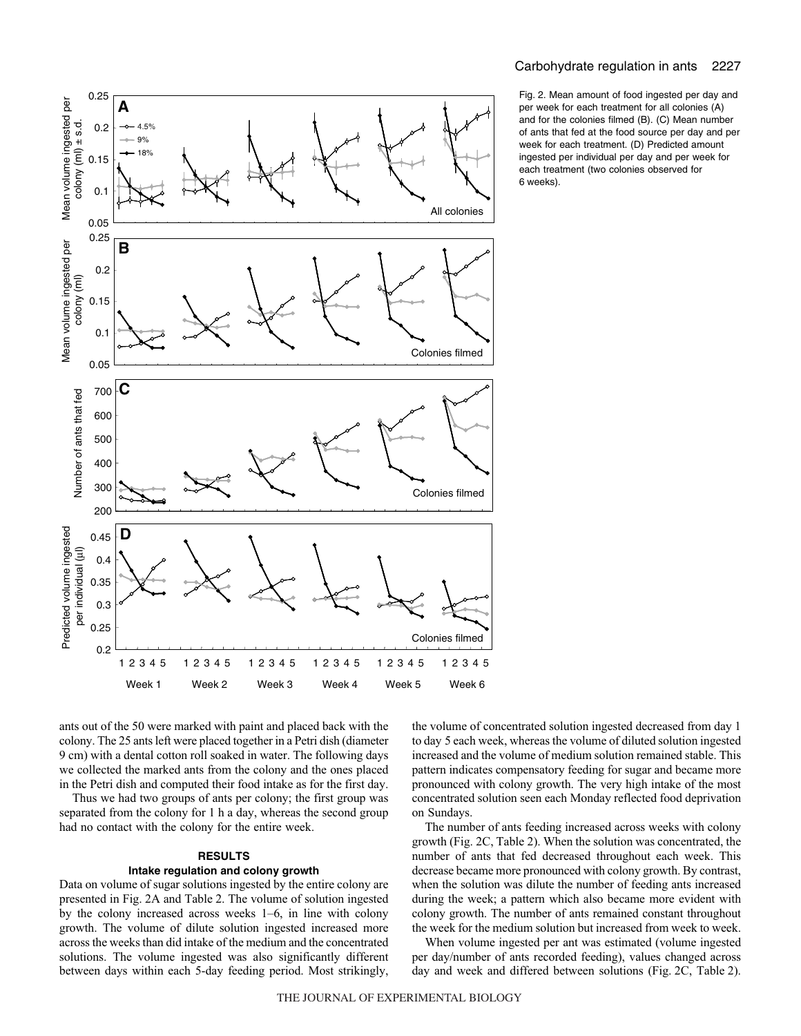Fig. 2. Mean amount of food ingested per day and per week for each treatment for all colonies (A) and for the colonies filmed (B). (C) Mean number of ants that fed at the food source per day and per week for each treatment. (D) Predicted amount ingested per individual per day and per week for each treatment (two colonies observed for 6 weeks).

ants out of the 50 were marked with paint and placed back with the colony. The 25 ants left were placed together in a Petri dish (diameter 9 cm) with a dental cotton roll soaked in water. The following days we collected the marked ants from the colony and the ones placed in the Petri dish and computed their food intake as for the first day.

Thus we had two groups of ants per colony; the first group was separated from the colony for 1 h a day, whereas the second group had no contact with the colony for the entire week.

## RESULTS

### Intake regulation and colony growth

Data on volume of sugar solutions ingested by the entire colony are presented in Fig. 2A and Table 2. The volume of solution ingested by the colony increased across weeks 1–6, in line with colony growth. The volume of dilute solution ingested increased more across the weeks than did intake of the medium and the concentrated solutions. The volume ingested was also significantly different between days within each 5-day feeding period. Most strikingly, the volume of concentrated solution ingested decreased from day 1 to day 5 each week, whereas the volume of diluted solution ingested increased and the volume of medium solution remained stable. This pattern indicates compensatory feeding for sugar and became more pronounced with colony growth. The very high intake of the most concentrated solution seen each Monday reflected food deprivation on Sundays.

The number of ants feeding increased across weeks with colony growth (Fig. 2C, Table 2). When the solution was concentrated, the number of ants that fed decreased throughout each week. This decrease became more pronounced with colony growth. By contrast, when the solution was dilute the number of feeding ants increased during the week; a pattern which also became more evident with colony growth. The number of ants remained constant throughout the week for the medium solution but increased from week to week.

When volume ingested per ant was estimated (volume ingested per day/number of ants recorded feeding), values changed across day and week and differed between solutions (Fig. 2C, Table 2).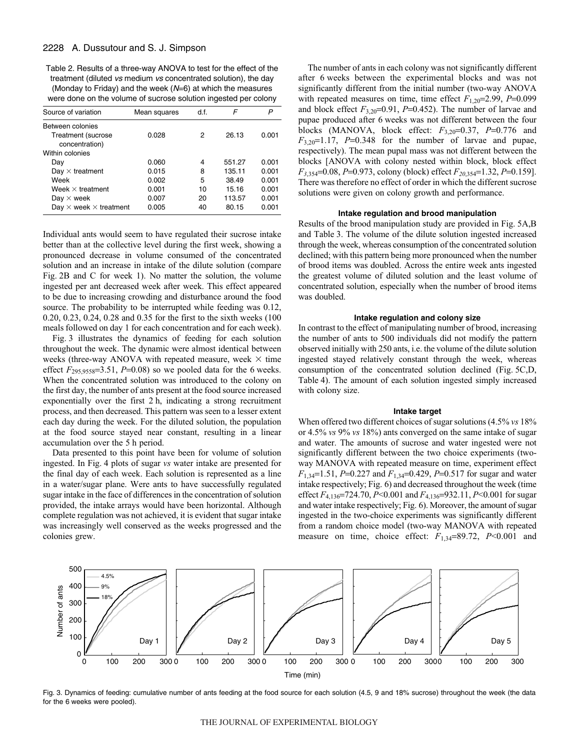Table 2. Results of a three-way ANOVA to test for the effect of the treatment (diluted *vs* medium *vs* concentrated solution), the day (Monday to Friday) and the week ($N$=6) at which the measures were done on the volume of sucrose solution ingested per colony

| Source of variation | Mean squares | d.f. | $F$ | $P$ |
|---|---|---|---|---|
| Between colonies | | | | |
| Treatment (sucrose concentration) | 0.028 | 2 | 26.13 | 0.001 |
| Within colonies | | | | |
| Day | 0.060 | 4 | 551.27 | 0.001 |
| Day × treatment | 0.015 | 8 | 135.11 | 0.001 |
| Week | 0.002 | 5 | 38.49 | 0.001 |
| Week × treatment | 0.001 | 10 | 15.16 | 0.001 |
| Day × week | 0.007 | 20 | 113.57 | 0.001 |
| Day × week × treatment | 0.005 | 40 | 80.15 | 0.001 |

Individual ants would seem to have regulated their sucrose intake better than at the collective level during the first week, showing a pronounced decrease in volume consumed of the concentrated solution and an increase in intake of the dilute solution (compare Fig. 2B and C for week 1). No matter the solution, the volume ingested per ant decreased week after week. This effect appeared to be due to increasing crowding and disturbance around the food source. The probability to be interrupted while feeding was 0.12, 0.20, 0.23, 0.24, 0.28 and 0.35 for the first to the sixth weeks (100 meals followed on day 1 for each concentration and for each week).

Fig. 3 illustrates the dynamics of feeding for each solution throughout the week. The dynamic were almost identical between weeks (three-way ANOVA with repeated measure, week × time effect $F_{295,9558}$=3.51, $P$=0.08) so we pooled data for the 6 weeks. When the concentrated solution was introduced to the colony on the first day, the number of ants present at the food source increased exponentially over the first 2 h, indicating a strong recruitment process, and then decreased. This pattern was seen to a lesser extent each day during the week. For the diluted solution, the population at the food source stayed near constant, resulting in a linear accumulation over the 5 h period.

Data presented to this point have been for volume of solution ingested. In Fig. 4 plots of sugar *vs* water intake are presented for the final day of each week. Each solution is represented as a line in a water/sugar plane. Were ants to have successfully regulated sugar intake in the face of differences in the concentration of solution provided, the intake arrays would have been horizontal. Although complete regulation was not achieved, it is evident that sugar intake was increasingly well conserved as the weeks progressed and the colonies grew.

The number of ants in each colony was not significantly different after 6 weeks between the experimental blocks and was not significantly different from the initial number (two-way ANOVA with repeated measures on time, time effect $F_{1,20}$=2.99, $P$=0.099 and block effect $F_{3,20}$=0.91, $P$=0.452). The number of larvae and pupae produced after 6 weeks was not different between the four blocks (MANOVA, block effect: $F_{3,20}$=0.37, $P$=0.776 and $F_{3,20}$=1.17, $P$=0.348 for the number of larvae and pupae, respectively). The mean pupal mass was not different between the blocks [ANOVA with colony nested within block, block effect $F_{3,354}$=0.08, $P$=0.973, colony (block) effect $F_{20,354}$=1.32, $P$=0.159]. There was therefore no effect of order in which the different sucrose solutions were given on colony growth and performance.

### Intake regulation and brood manipulation

Results of the brood manipulation study are provided in Fig. 5A,B and Table 3. The volume of the dilute solution ingested increased through the week, whereas consumption of the concentrated solution declined; with this pattern being more pronounced when the number of brood items was doubled. Across the entire week ants ingested the greatest volume of diluted solution and the least volume of concentrated solution, especially when the number of brood items was doubled.

### Intake regulation and colony size

In contrast to the effect of manipulating number of brood, increasing the number of ants to 500 individuals did not modify the pattern observed initially with 250 ants, i.e. the volume of the dilute solution ingested stayed relatively constant through the week, whereas consumption of the concentrated solution declined (Fig. 5C,D, Table 4). The amount of each solution ingested simply increased with colony size.

### Intake target

When offered two different choices of sugar solutions (4.5% *vs* 18% or 4.5% *vs* 9% *vs* 18%) ants converged on the same intake of sugar and water. The amounts of sucrose and water ingested were not significantly different between the two choice experiments (two-way MANOVA with repeated measure on time, experiment effect $F_{1,34}$=1.51, $P$=0.227 and $F_{1,34}$=0.429, $P$=0.517 for sugar and water intake respectively; Fig. 6) and decreased throughout the week (time effect $F_{4,136}$=724.70, $P$<0.001 and $F_{4,136}$=932.11, $P$<0.001 for sugar and water intake respectively; Fig. 6). Moreover, the amount of sugar ingested in the two-choice experiments was significantly different from a random choice model (two-way MANOVA with repeated measure on time, choice effect: $F_{1,34}$=89.72, $P$<0.001 and

Fig. 3. Dynamics of feeding: cumulative number of ants feeding at the food source for each solution (4.5, 9 and 18% sucrose) throughout the week (the data for the 6 weeks were pooled).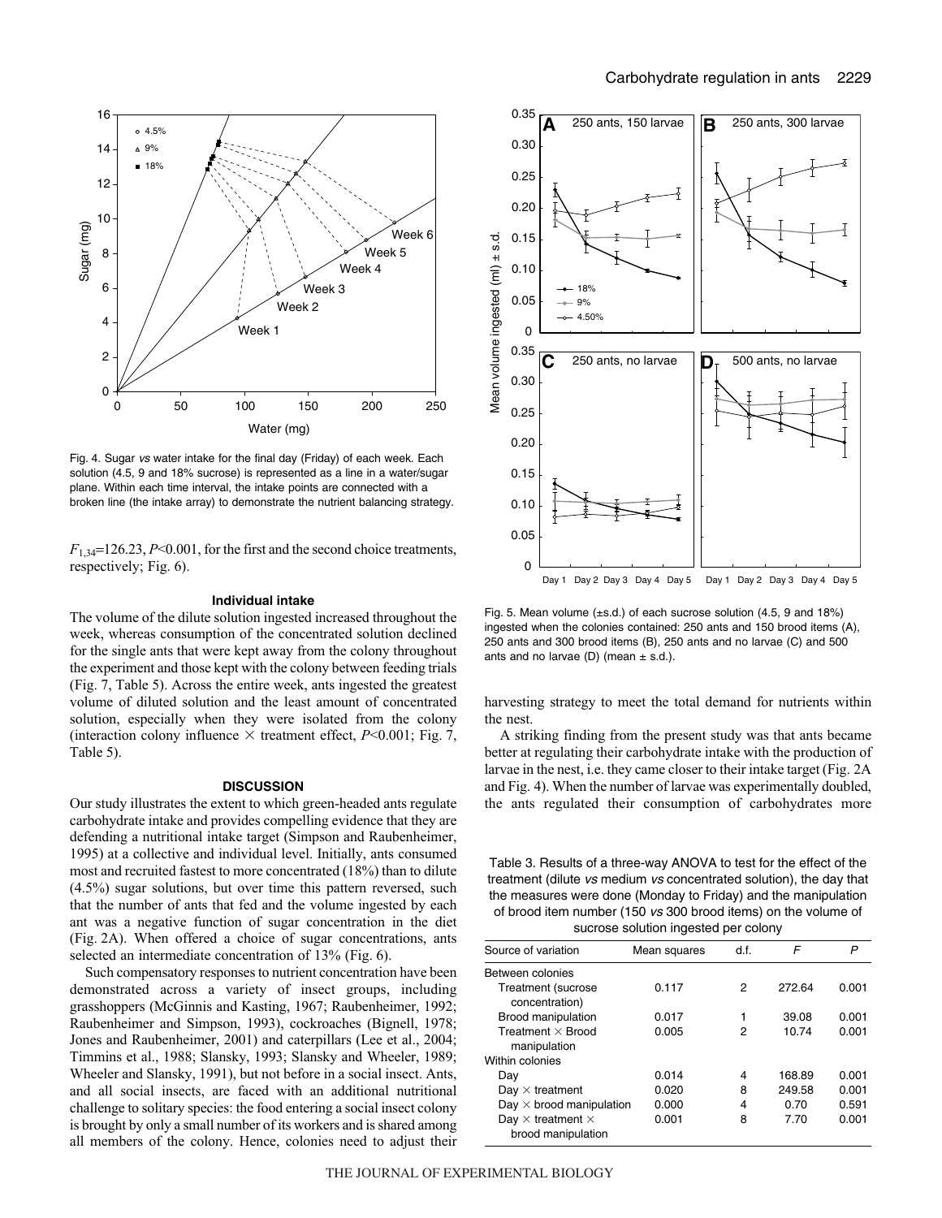Fig. 4. Sugar *vs* water intake for the final day (Friday) of each week. Each solution (4.5, 9 and 18% sucrose) is represented as a line in a water/sugar plane. Within each time interval, the intake points are connected with a broken line (the intake array) to demonstrate the nutrient balancing strategy.

Fig. 5. Mean volume (±s.d.) of each sucrose solution (4.5, 9 and 18%) ingested when the colonies contained: 250 ants and 150 brood items (A), 250 ants and 300 brood items (B), 250 ants and no larvae (C) and 500 ants and no larvae (D) (mean ± s.d.).

$F_{1,34}$=126.23, $P$<0.001, for the first and the second choice treatments, respectively; Fig. 6).

### Individual intake

The volume of the dilute solution ingested increased throughout the week, whereas consumption of the concentrated solution declined for the single ants that were kept away from the colony throughout the experiment and those kept with the colony between feeding trials (Fig. 7, Table 5). Across the entire week, ants ingested the greatest volume of diluted solution and the least amount of concentrated solution, especially when they were isolated from the colony (interaction colony influence × treatment effect, $P$<0.001; Fig. 7, Table 5).

## DISCUSSION

Our study illustrates the extent to which green-headed ants regulate carbohydrate intake and provides compelling evidence that they are defending a nutritional intake target (Simpson and Raubenheimer, 1995) at a collective and individual level. Initially, ants consumed most and recruited fastest to more concentrated (18%) than to dilute (4.5%) sugar solutions, but over time this pattern reversed, such that the number of ants that fed and the volume ingested by each ant was a negative function of sugar concentration in the diet (Fig. 2A). When offered a choice of sugar concentrations, ants selected an intermediate concentration of 13% (Fig. 6).

Such compensatory responses to nutrient concentration have been demonstrated across a variety of insect groups, including grasshoppers (McGinnis and Kasting, 1967; Raubenheimer, 1992; Raubenheimer and Simpson, 1993), cockroaches (Bignell, 1978; Jones and Raubenheimer, 2001) and caterpillars (Lee et al., 2004; Timmins et al., 1988; Slansky, 1993; Slansky and Wheeler, 1989; Wheeler and Slansky, 1991), but not before in a social insect. Ants, and all social insects, are faced with an additional nutritional challenge to solitary species: the food entering a social insect colony is brought by only a small number of its workers and is shared among all members of the colony. Hence, colonies need to adjust their harvesting strategy to meet the total demand for nutrients within the nest.

A striking finding from the present study was that ants became better at regulating their carbohydrate intake with the production of larvae in the nest, i.e. they came closer to their intake target (Fig. 2A and Fig. 4). When the number of larvae was experimentally doubled, the ants regulated their consumption of carbohydrates more

Table 3. Results of a three-way ANOVA to test for the effect of the treatment (dilute *vs* medium *vs* concentrated solution), the day that the measures were done (Monday to Friday) and the manipulation of brood item number (150 *vs* 300 brood items) on the volume of sucrose solution ingested per colony

| Source of variation | Mean squares | d.f. | $F$ | $P$ |
|---|---|---|---|---|
| Between colonies | | | | |
| Treatment (sucrose concentration) | 0.117 | 2 | 272.64 | 0.001 |
| Brood manipulation | 0.017 | 1 | 39.08 | 0.001 |
| Treatment × Brood manipulation | 0.005 | 2 | 10.74 | 0.001 |
| Within colonies | | | | |
| Day | 0.014 | 4 | 168.89 | 0.001 |
| Day × treatment | 0.020 | 8 | 249.58 | 0.001 |
| Day × brood manipulation | 0.000 | 4 | 0.70 | 0.591 |
| Day × treatment × brood manipulation | 0.001 | 8 | 7.70 | 0.001 |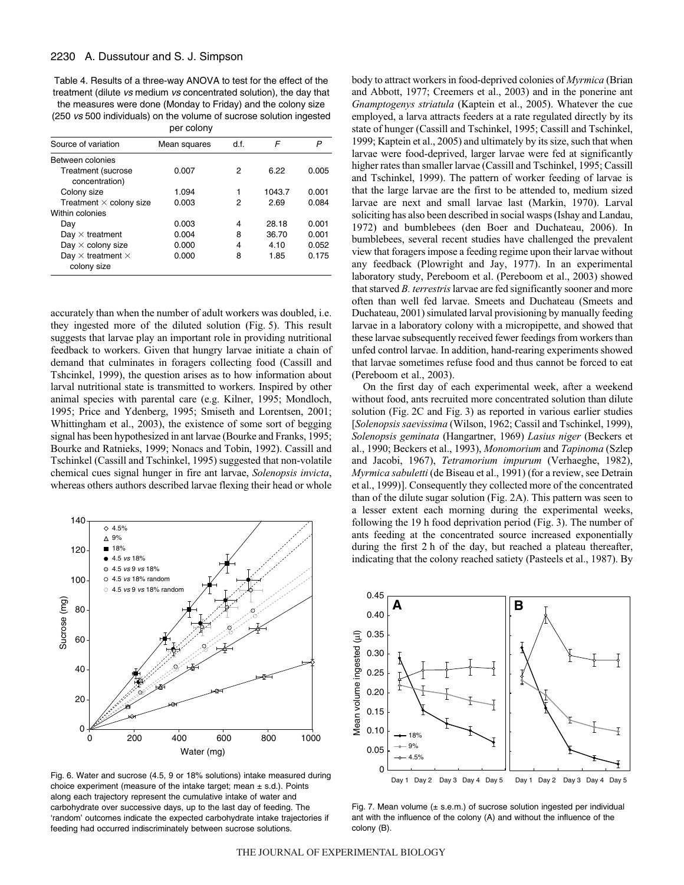Table 4. Results of a three-way ANOVA to test for the effect of the treatment (dilute *vs* medium *vs* concentrated solution), the day that the measures were done (Monday to Friday) and the colony size (250 *vs* 500 individuals) on the volume of sucrose solution ingested per colony

| Source of variation | Mean squares | d.f. | F | P |
|---|---|---|---|---|
| Between colonies | | | | |
| Treatment (sucrose concentration) | 0.007 | 2 | 6.22 | 0.005 |
| Colony size | 1.094 | 1 | 1043.7 | 0.001 |
| Treatment × colony size | 0.003 | 2 | 2.69 | 0.084 |
| Within colonies | | | | |
| Day | 0.003 | 4 | 28.18 | 0.001 |
| Day × treatment | 0.004 | 8 | 36.70 | 0.001 |
| Day × colony size | 0.000 | 4 | 4.10 | 0.052 |
| Day × treatment × colony size | 0.000 | 8 | 1.85 | 0.175 |

accurately than when the number of adult workers was doubled, i.e. they ingested more of the diluted solution (Fig. 5). This result suggests that larvae play an important role in providing nutritional feedback to workers. Given that hungry larvae initiate a chain of demand that culminates in foragers collecting food (Cassill and Tshcinkel, 1999), the question arises as to how information about larval nutritional state is transmitted to workers. Inspired by other animal species with parental care (e.g. Kilner, 1995; Mondloch, 1995; Price and Ydenberg, 1995; Smiseth and Lorentsen, 2001; Whittingham et al., 2003), the existence of some sort of begging signal has been hypothesized in ant larvae (Bourke and Franks, 1995; Bourke and Ratnieks, 1999; Nonacs and Tobin, 1992). Cassill and Tschinkel (Cassill and Tschinkel, 1995) suggested that non-volatile chemical cues signal hunger in fire ant larvae, *Solenopsis invicta*, whereas others authors described larvae flexing their head or whole body to attract workers in food-deprived colonies of *Myrmica* (Brian and Abbott, 1977; Creemers et al., 2003) and in the ponerine ant *Gnamptogenys striatula* (Kaptein et al., 2005). Whatever the cue employed, a larva attracts feeders at a rate regulated directly by its state of hunger (Cassill and Tschinkel, 1995; Cassill and Tschinkel, 1999; Kaptein et al., 2005) and ultimately by its size, such that when larvae were food-deprived, larger larvae were fed at significantly higher rates than smaller larvae (Cassill and Tschinkel, 1995; Cassill and Tschinkel, 1999). The pattern of worker feeding of larvae is that the large larvae are the first to be attended to, medium sized larvae are next and small larvae last (Markin, 1970). Larval soliciting has also been described in social wasps (Ishay and Landau, 1972) and bumblebees (den Boer and Duchateau, 2006). In bumblebees, several recent studies have challenged the prevalent view that foragers impose a feeding regime upon their larvae without any feedback (Plowright and Jay, 1977). In an experimental laboratory study, Pereboom et al. (Pereboom et al., 2003) showed that starved *B. terrestris* larvae are fed significantly sooner and more often than well fed larvae. Smeets and Duchateau (Smeets and Duchateau, 2001) simulated larval provisioning by manually feeding larvae in a laboratory colony with a micropipette, and showed that these larvae subsequently received fewer feedings from workers than unfed control larvae. In addition, hand-rearing experiments showed that larvae sometimes refuse food and thus cannot be forced to eat (Pereboom et al., 2003).

On the first day of each experimental week, after a weekend without food, ants recruited more concentrated solution than dilute solution (Fig. 2C and Fig. 3) as reported in various earlier studies [*Solenopsis saevissima* (Wilson, 1962; Cassill and Tschinkel, 1999), *Solenopsis geminata* (Hangartner, 1969) *Lasius niger* (Beckers et al., 1990; Beckers et al., 1993), *Monomorium* and *Tapinoma* (Szlep and Jacobi, 1967), *Tetramorium impurum* (Verhaeghe, 1982), *Myrmica sabuletti* (de Biseau et al., 1991) (for a review, see Detrain et al., 1999)]. Consequently they collected more of the concentrated than of the dilute sugar solution (Fig. 2A). This pattern was seen to a lesser extent each morning during the experimental weeks, following the 19 h food deprivation period (Fig. 3). The number of ants feeding at the concentrated source increased exponentially during the first 2 h of the day, but reached a plateau thereafter, indicating that the colony reached satiety (Pasteels et al., 1987). By

Fig. 6. Water and sucrose (4.5, 9 or 18% solutions) intake measured during choice experiment (measure of the intake target; mean ± s.d.). Points along each trajectory represent the cumulative intake of water and carbohydrate over successive days, up to the last day of feeding. The 'random' outcomes indicate the expected carbohydrate intake trajectories if feeding had occurred indiscriminately between sucrose solutions.

Fig. 7. Mean volume (± s.e.m.) of sucrose solution ingested per individual ant with the influence of the colony (A) and without the influence of the colony (B).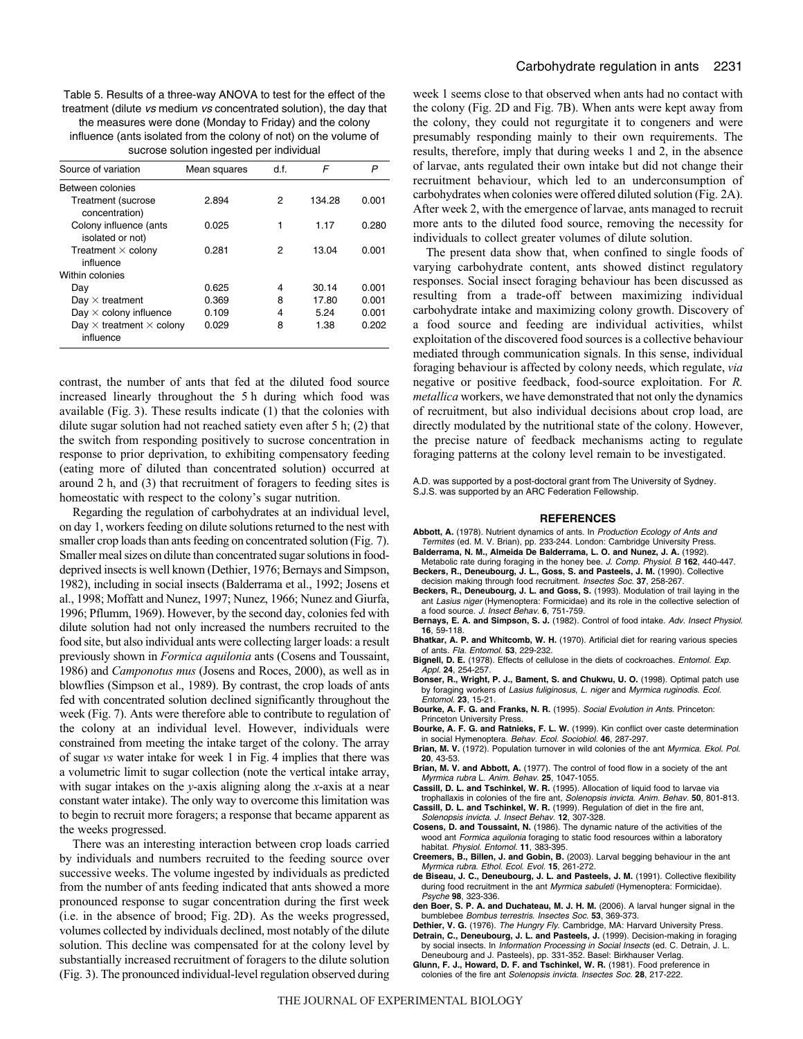Table 5. Results of a three-way ANOVA to test for the effect of the treatment (dilute *vs* medium *vs* concentrated solution), the day that the measures were done (Monday to Friday) and the colony influence (ants isolated from the colony of not) on the volume of sucrose solution ingested per individual

| Source of variation | Mean squares | d.f. | *F* | *P* |
|---|---|---|---|---|
| Between colonies | | | | |
| Treatment (sucrose concentration) | 2.894 | 2 | 134.28 | 0.001 |
| Colony influence (ants isolated or not) | 0.025 | 1 | 1.17 | 0.280 |
| Treatment × colony influence | 0.281 | 2 | 13.04 | 0.001 |
| Within colonies | | | | |
| Day | 0.625 | 4 | 30.14 | 0.001 |
| Day × treatment | 0.369 | 8 | 17.80 | 0.001 |
| Day × colony influence | 0.109 | 4 | 5.24 | 0.001 |
| Day × treatment × colony influence | 0.029 | 8 | 1.38 | 0.202 |

contrast, the number of ants that fed at the diluted food source increased linearly throughout the 5 h during which food was available (Fig. 3). These results indicate (1) that the colonies with dilute sugar solution had not reached satiety even after 5 h; (2) that the switch from responding positively to sucrose concentration in response to prior deprivation, to exhibiting compensatory feeding (eating more of diluted than concentrated solution) occurred at around 2 h, and (3) that recruitment of foragers to feeding sites is homeostatic with respect to the colony's sugar nutrition.

Regarding the regulation of carbohydrates at an individual level, on day 1, workers feeding on dilute solutions returned to the nest with smaller crop loads than ants feeding on concentrated solution (Fig. 7). Smaller meal sizes on dilute than concentrated sugar solutions in food-deprived insects is well known (Dethier, 1976; Bernays and Simpson, 1982), including in social insects (Balderrama et al., 1992; Josens et al., 1998; Moffatt and Nunez, 1997; Nunez, 1966; Nunez and Giurfa, 1996; Pflumm, 1969). However, by the second day, colonies fed with dilute solution had not only increased the numbers recruited to the food site, but also individual ants were collecting larger loads: a result previously shown in *Formica aquilonia* ants (Cosens and Toussaint, 1986) and *Camponotus mus* (Josens and Roces, 2000), as well as in blowflies (Simpson et al., 1989). By contrast, the crop loads of ants fed with concentrated solution declined significantly throughout the week (Fig. 7). Ants were therefore able to contribute to regulation of the colony at an individual level. However, individuals were constrained from meeting the intake target of the colony. The array of sugar *vs* water intake for week 1 in Fig. 4 implies that there was a volumetric limit to sugar collection (note the vertical intake array, with sugar intakes on the *y*-axis aligning along the *x*-axis at a near constant water intake). The only way to overcome this limitation was to begin to recruit more foragers; a response that became apparent as the weeks progressed.

There was an interesting interaction between crop loads carried by individuals and numbers recruited to the feeding source over successive weeks. The volume ingested by individuals as predicted from the number of ants feeding indicated that ants showed a more pronounced response to sugar concentration during the first week (i.e. in the absence of brood; Fig. 2D). As the weeks progressed, volumes collected by individuals declined, most notably of the dilute solution. This decline was compensated for at the colony level by substantially increased recruitment of foragers to the dilute solution (Fig. 3). The pronounced individual-level regulation observed during week 1 seems close to that observed when ants had no contact with the colony (Fig. 2D and Fig. 7B). When ants were kept away from the colony, they could not regurgitate it to congeners and were presumably responding mainly to their own requirements. The results, therefore, imply that during weeks 1 and 2, in the absence of larvae, ants regulated their own intake but did not change their recruitment behaviour, which led to an underconsumption of carbohydrates when colonies were offered diluted solution (Fig. 2A). After week 2, with the emergence of larvae, ants managed to recruit more ants to the diluted food source, removing the necessity for individuals to collect greater volumes of dilute solution.

The present data show that, when confined to single foods of varying carbohydrate content, ants showed distinct regulatory responses. Social insect foraging behaviour has been discussed as resulting from a trade-off between maximizing individual carbohydrate intake and maximizing colony growth. Discovery of a food source and feeding are individual activities, whilst exploitation of the discovered food sources is a collective behaviour mediated through communication signals. In this sense, individual foraging behaviour is affected by colony needs, which regulate, *via* negative or positive feedback, food-source exploitation. For *R. metallica* workers, we have demonstrated that not only the dynamics of recruitment, but also individual decisions about crop load, are directly modulated by the nutritional state of the colony. However, the precise nature of feedback mechanisms acting to regulate foraging patterns at the colony level remain to be investigated.

A.D. was supported by a post-doctoral grant from The University of Sydney. S.J.S. was supported by an ARC Federation Fellowship.

## REFERENCES

**Abbott, A.** (1978). Nutrient dynamics of ants. In *Production Ecology of Ants and Termites* (ed. M. V. Brian), pp. 233-244. London: Cambridge University Press.

**Balderrama, N. M., Almeida De Balderrama, L. O. and Nunez, J. A.** (1992). Metabolic rate during foraging in the honey bee. *J. Comp. Physiol. B* **162**, 440-447.

**Beckers, R., Deneubourg, J. L., Goss, S. and Pasteels, J. M.** (1990). Collective decision making through food recruitment. *Insectes Soc.* **37**, 258-267.

**Beckers, R., Deneubourg, J. L. and Goss, S.** (1993). Modulation of trail laying in the ant *Lasius niger* (Hymenoptera: Formicidae) and its role in the collective selection of a food source. *J. Insect Behav.* **6**, 751-759.

**Bernays, E. A. and Simpson, S. J.** (1982). Control of food intake. *Adv. Insect Physiol.* **16**, 59-118.

**Bhatkar, A. P. and Whitcomb, W. H.** (1970). Artificial diet for rearing various species of ants. *Fla. Entomol.* **53**, 229-232.

**Bignell, D. E.** (1978). Effects of cellulose in the diets of cockroaches. *Entomol. Exp. Appl.* **24**, 254-257.

**Bonser, R., Wright, P. J., Bament, S. and Chukwu, U. O.** (1998). Optimal patch use by foraging workers of *Lasius fuliginosus*, *L. niger* and *Myrmica ruginodis*. *Ecol. Entomol.* **23**, 15-21.

**Bourke, A. F. G. and Franks, N. R.** (1995). *Social Evolution in Ants*. Princeton: Princeton University Press.

**Bourke, A. F. G. and Ratnieks, F. L. W.** (1999). Kin conflict over caste determination in social Hymenoptera. *Behav. Ecol. Sociobiol.* **46**, 287-297.

**Brian, M. V.** (1972). Population turnover in wild colonies of the ant *Myrmica*. *Ekol. Pol.* **20**, 43-53.

**Brian, M. V. and Abbott, A.** (1977). The control of food flow in a society of the ant *Myrmica rubra* L. *Anim. Behav.* **25**, 1047-1055.

**Cassill, D. L. and Tschinkel, W. R.** (1995). Allocation of liquid food to larvae via trophallaxis in colonies of the fire ant, *Solenopsis invicta*. *Anim. Behav.* **50**, 801-813.

**Cassill, D. L. and Tschinkel, W. R.** (1999). Regulation of diet in the fire ant, *Solenopsis invicta*. *J. Insect Behav.* **12**, 307-328.

**Cosens, D. and Toussaint, N.** (1986). The dynamic nature of the activities of the wood ant *Formica aquilonia* foraging to static food resources within a laboratory habitat. *Physiol. Entomol.* **11**, 383-395.

**Creemers, B., Billen, J. and Gobin, B.** (2003). Larval begging behaviour in the ant *Myrmica rubra*. *Ethol. Ecol. Evol.* **15**, 261-272.

**de Biseau, J. C., Deneubourg, J. L. and Pasteels, J. M.** (1991). Collective flexibility during food recruitment in the ant *Myrmica sabuleti* (Hymenoptera: Formicidae). *Psyche* **98**, 323-336.

**den Boer, S. P. A. and Duchateau, M. J. H. M.** (2006). A larval hunger signal in the bumblebee *Bombus terrestris*. *Insectes Soc.* **53**, 369-373.

**Dethier, V. G.** (1976). *The Hungry Fly*. Cambridge, MA: Harvard University Press.

**Detrain, C., Deneubourg, J. L. and Pasteels, J.** (1999). Decision-making in foraging by social insects. In *Information Processing in Social Insects* (ed. C. Detrain, J. L. Deneubourg and J. Pasteels), pp. 331-352. Basel: Birkhauser Verlag.

**Glunn, F. J., Howard, D. F. and Tschinkel, W. R.** (1981). Food preference in colonies of the fire ant *Solenopsis invicta*. *Insectes Soc.* **28**, 217-222.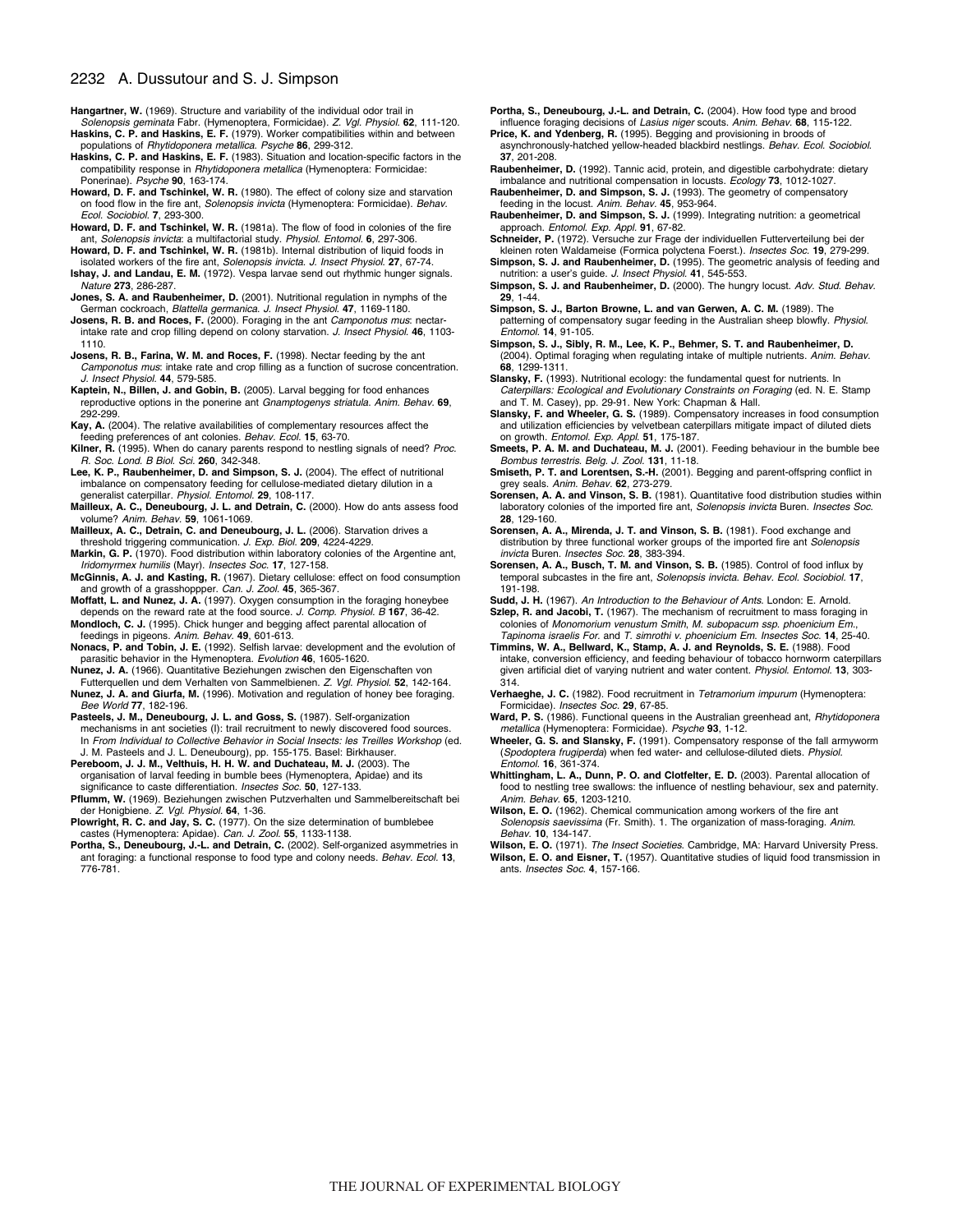**Hangartner, W.** (1969). Structure and variability of the individual odor trail in *Solenopsis geminata* Fabr. (Hymenoptera, Formicidae). *Z. Vgl. Physiol.* **62**, 111-120.

**Haskins, C. P. and Haskins, E. F.** (1979). Worker compatibilities within and between populations of *Rhytidoponera metallica*. *Psyche* **86**, 299-312.

**Haskins, C. P. and Haskins, E. F.** (1983). Situation and location-specific factors in the compatibility response in *Rhytidoponera metallica* (Hymenoptera: Formicidae: Ponerinae). *Psyche* **90**, 163-174.

**Howard, D. F. and Tschinkel, W. R.** (1980). The effect of colony size and starvation on food flow in the fire ant, *Solenopsis invicta* (Hymenoptera: Formicidae). *Behav. Ecol. Sociobiol.* **7**, 293-300.

**Howard, D. F. and Tschinkel, W. R.** (1981a). The flow of food in colonies of the fire ant, *Solenopsis invicta*: a multifactorial study. *Physiol. Entomol.* **6**, 297-306.

**Howard, D. F. and Tschinkel, W. R.** (1981b). Internal distribution of liquid foods in isolated workers of the fire ant, *Solenopsis invicta*. *J. Insect Physiol.* **27**, 67-74.

**Ishay, J. and Landau, E. M.** (1972). Vespa larvae send out rhythmic hunger signals. *Nature* **273**, 286-287.

**Jones, S. A. and Raubenheimer, D.** (2001). Nutritional regulation in nymphs of the German cockroach, *Blattella germanica*. *J. Insect Physiol.* **47**, 1169-1180.

**Josens, R. B. and Roces, F.** (2000). Foraging in the ant *Camponotus mus*: nectar-intake rate and crop filling depend on colony starvation. *J. Insect Physiol.* **46**, 1103-1110.

**Josens, R. B., Farina, W. M. and Roces, F.** (1998). Nectar feeding by the ant *Camponotus mus*: intake rate and crop filling as a function of sucrose concentration. *J. Insect Physiol.* **44**, 579-585.

**Kaptein, N., Billen, J. and Gobin, B.** (2005). Larval begging for food enhances reproductive options in the ponerine ant *Gnamptogenys striatula*. *Anim. Behav.* **69**, 292-299.

**Kay, A.** (2004). The relative availabilities of complementary resources affect the feeding preferences of ant colonies. *Behav. Ecol.* **15**, 63-70.

**Kilner, R.** (1995). When do canary parents respond to nestling signals of need? *Proc. R. Soc. Lond. B Biol. Sci.* **260**, 342-348.

**Lee, K. P., Raubenheimer, D. and Simpson, S. J.** (2004). The effect of nutritional imbalance on compensatory feeding for cellulose-mediated dietary dilution in a generalist caterpillar. *Physiol. Entomol.* **29**, 108-117.

**Mailleux, A. C., Deneubourg, J. L. and Detrain, C.** (2000). How do ants assess food volume? *Anim. Behav.* **59**, 1061-1069.

**Mailleux, A. C., Detrain, C. and Deneubourg, J. L.** (2006). Starvation drives a threshold triggering communication. *J. Exp. Biol.* **209**, 4224-4229.

**Markin, G. P.** (1970). Food distribution within laboratory colonies of the Argentine ant, *Iridomyrmex humilis* (Mayr). *Insectes Soc.* **17**, 127-158.

**McGinnis, A. J. and Kasting, R.** (1967). Dietary cellulose: effect on food consumption and growth of a grasshoppper. *Can. J. Zool.* **45**, 365-367.

**Moffatt, L. and Nunez, J. A.** (1997). Oxygen consumption in the foraging honeybee depends on the reward rate at the food source. *J. Comp. Physiol. B* **167**, 36-42.

**Mondloch, C. J.** (1995). Chick hunger and begging affect parental allocation of feedings in pigeons. *Anim. Behav.* **49**, 601-613.

**Nonacs, P. and Tobin, J. E.** (1992). Selfish larvae: development and the evolution of parasitic behavior in the Hymenoptera. *Evolution* **46**, 1605-1620.

**Nunez, J. A.** (1966). Quantitative Beziehungen zwischen den Eigenschaften von Futterquellen und dem Verhalten von Sammelbienen. *Z. Vgl. Physiol.* **52**, 142-164.

**Nunez, J. A. and Giurfa, M.** (1996). Motivation and regulation of honey bee foraging. *Bee World* **77**, 182-196.

**Pasteels, J. M., Deneubourg, J. L. and Goss, S.** (1987). Self-organization mechanisms in ant societies (I): trail recruitment to newly discovered food sources. In *From Individual to Collective Behavior in Social Insects: les Treilles Workshop* (ed. J. M. Pasteels and J. L. Deneubourg), pp. 155-175. Basel: Birkhauser.

**Pereboom, J. J. M., Velthuis, H. H. W. and Duchateau, M. J.** (2003). The organisation of larval feeding in bumble bees (Hymenoptera, Apidae) and its significance to caste differentiation. *Insectes Soc.* **50**, 127-133.

**Pflumm, W.** (1969). Beziehungen zwischen Putzverhalten und Sammelbereitschaft bei der Honigbiene. *Z. Vgl. Physiol.* **64**, 1-36.

**Plowright, R. C. and Jay, S. C.** (1977). On the size determination of bumblebee castes (Hymenoptera: Apidae). *Can. J. Zool.* **55**, 1133-1138.

**Portha, S., Deneubourg, J.-L. and Detrain, C.** (2002). Self-organized asymmetries in ant foraging: a functional response to food type and colony needs. *Behav. Ecol.* **13**, 776-781.

**Portha, S., Deneubourg, J.-L. and Detrain, C.** (2004). How food type and brood influence foraging decisions of *Lasius niger* scouts. *Anim. Behav.* **68**, 115-122.

**Price, K. and Ydenberg, R.** (1995). Begging and provisioning in broods of asynchronously-hatched yellow-headed blackbird nestlings. *Behav. Ecol. Sociobiol.* **37**, 201-208.

**Raubenheimer, D.** (1992). Tannic acid, protein, and digestible carbohydrate: dietary imbalance and nutritional compensation in locusts. *Ecology* **73**, 1012-1027.

**Raubenheimer, D. and Simpson, S. J.** (1993). The geometry of compensatory feeding in the locust. *Anim. Behav.* **45**, 953-964.

**Raubenheimer, D. and Simpson, S. J.** (1999). Integrating nutrition: a geometrical approach. *Entomol. Exp. Appl.* **91**, 67-82.

**Schneider, P.** (1972). Versuche zur Frage der individuellen Futterverteilung bei der kleinen roten Waldameise (Formica polyctena Foerst.). *Insectes Soc.* **19**, 279-299.

**Simpson, S. J. and Raubenheimer, D.** (1995). The geometric analysis of feeding and nutrition: a user's guide. *J. Insect Physiol.* **41**, 545-553.

**Simpson, S. J. and Raubenheimer, D.** (2000). The hungry locust. *Adv. Stud. Behav.* **29**, 1-44.

**Simpson, S. J., Barton Browne, L. and van Gerwen, A. C. M.** (1989). The patterning of compensatory sugar feeding in the Australian sheep blowfly. *Physiol. Entomol.* **14**, 91-105.

**Simpson, S. J., Sibly, R. M., Lee, K. P., Behmer, S. T. and Raubenheimer, D.** (2004). Optimal foraging when regulating intake of multiple nutrients. *Anim. Behav.* **68**, 1299-1311.

**Slansky, F.** (1993). Nutritional ecology: the fundamental quest for nutrients. In *Caterpillars: Ecological and Evolutionary Constraints on Foraging* (ed. N. E. Stamp and T. M. Casey), pp. 29-91. New York: Chapman & Hall.

**Slansky, F. and Wheeler, G. S.** (1989). Compensatory increases in food consumption and utilization efficiencies by velvetbean caterpillars mitigate impact of diluted diets on growth. *Entomol. Exp. Appl.* **51**, 175-187.

**Smeets, P. A. M. and Duchateau, M. J.** (2001). Feeding behaviour in the bumble bee *Bombus terrestris*. *Belg. J. Zool.* **131**, 11-18.

**Smiseth, P. T. and Lorentsen, S.-H.** (2001). Begging and parent-offspring conflict in grey seals. *Anim. Behav.* **62**, 273-279.

**Sorensen, A. A. and Vinson, S. B.** (1981). Quantitative food distribution studies within laboratory colonies of the imported fire ant, *Solenopsis invicta* Buren. *Insectes Soc.* **28**, 129-160.

**Sorensen, A. A., Mirenda, J. T. and Vinson, S. B.** (1981). Food exchange and distribution by three functional worker groups of the imported fire ant *Solenopsis invicta* Buren. *Insectes Soc.* **28**, 383-394.

**Sorensen, A. A., Busch, T. M. and Vinson, S. B.** (1985). Control of food influx by temporal subcastes in the fire ant, *Solenopsis invicta*. *Behav. Ecol. Sociobiol.* **17**, 191-198.

**Sudd, J. H.** (1967). *An Introduction to the Behaviour of Ants*. London: E. Arnold.

**Szlep, R. and Jacobi, T.** (1967). The mechanism of recruitment to mass foraging in colonies of *Monomorium venustum Smith*, *M. subopacum ssp. phoenicium Em.*, *Tapinoma israelis For.* and *T. simrothi v. phoenicium Em. Insectes Soc.* **14**, 25-40.

**Timmins, W. A., Bellward, K., Stamp, A. J. and Reynolds, S. E.** (1988). Food intake, conversion efficiency, and feeding behaviour of tobacco hornworm caterpillars given artificial diet of varying nutrient and water content. *Physiol. Entomol.* **13**, 303-314.

**Verhaeghe, J. C.** (1982). Food recruitment in *Tetramorium impurum* (Hymenoptera: Formicidae). *Insectes Soc.* **29**, 67-85.

**Ward, P. S.** (1986). Functional queens in the Australian greenhead ant, *Rhytidoponera metallica* (Hymenoptera: Formicidae). *Psyche* **93**, 1-12.

**Wheeler, G. S. and Slansky, F.** (1991). Compensatory response of the fall armyworm (*Spodoptera frugiperda*) when fed water- and cellulose-diluted diets. *Physiol. Entomol.* **16**, 361-374.

**Whittingham, L. A., Dunn, P. O. and Clotfelter, E. D.** (2003). Parental allocation of food to nestling tree swallows: the influence of nestling behaviour, sex and paternity. *Anim. Behav.* **65**, 1203-1210.

**Wilson, E. O.** (1962). Chemical communication among workers of the fire ant *Solenopsis saevissima* (Fr. Smith). 1. The organization of mass-foraging. *Anim. Behav.* **10**, 134-147.

**Wilson, E. O.** (1971). *The Insect Societies*. Cambridge, MA: Harvard University Press.

**Wilson, E. O. and Eisner, T.** (1957). Quantitative studies of liquid food transmission in ants. *Insectes Soc.* **4**, 157-166.